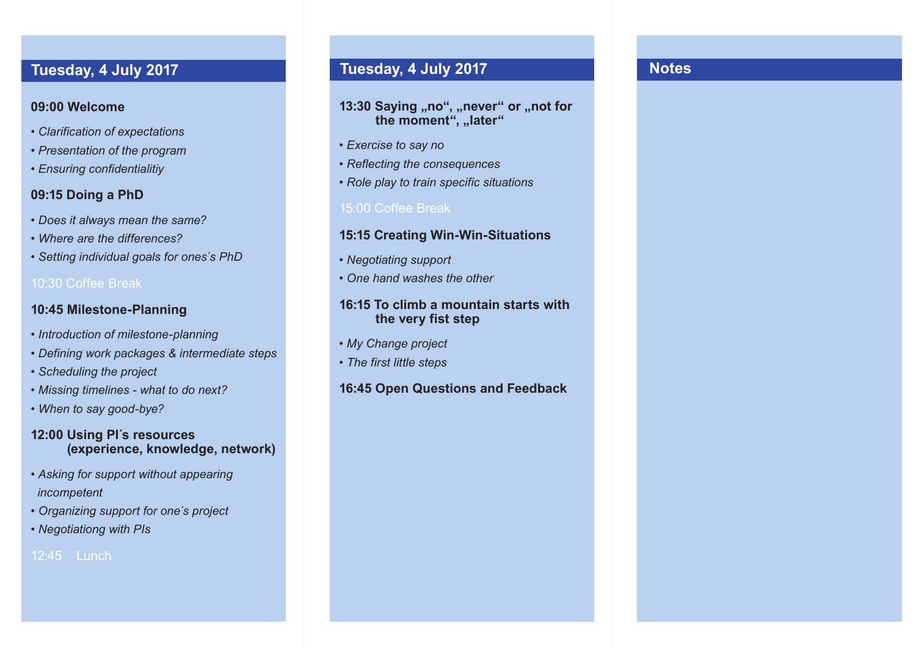## Tuesday, 4 July 2017

**09:00 Welcome**

- *Clarification of expectations*
- *Presentation of the program*
- *Ensuring confidentialitiy*

**09:15 Doing a PhD**

- *Does it always mean the same?*
- *Where are the differences?*
- *Setting individual goals for ones´s PhD*

10:30 Coffee Break

**10:45 Milestone-Planning**

- *Introduction of milestone-planning*
- *Defining work packages & intermediate steps*
- *Scheduling the project*
- *Missing timelines - what to do next?*
- *When to say good-bye?*

**12:00 Using PI´s resources (experience, knowledge, network)**

- *Asking for support without appearing incompetent*
- *Organizing support for one´s project*
- *Negotiationg with PIs*

12:45 Lunch

## Tuesday, 4 July 2017

**13:30 Saying „no“, „never“ or „not for the moment“, „later“**

- *Exercise to say no*
- *Reflecting the consequences*
- *Role play to train specific situations*

15:00 Coffee Break

**15:15 Creating Win-Win-Situations**

- *Negotiating support*
- *One hand washes the other*

**16:15 To climb a mountain starts with the very fist step**

- *My Change project*
- *The first little steps*

**16:45 Open Questions and Feedback**

## Notes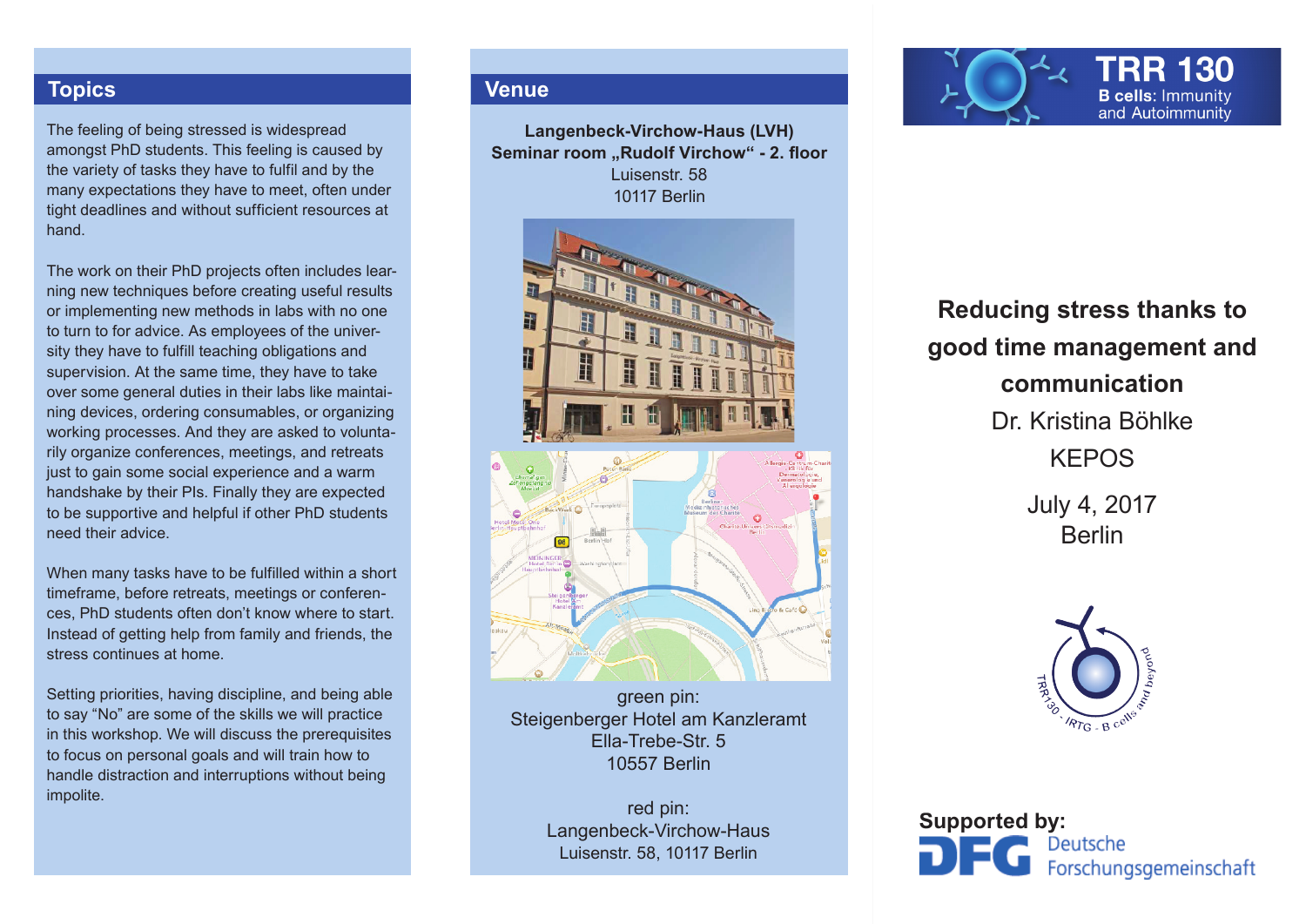## Topics

The feeling of being stressed is widespread amongst PhD students. This feeling is caused by the variety of tasks they have to fulfil and by the many expectations they have to meet, often under tight deadlines and without sufficient resources at hand.

The work on their PhD projects often includes learning new techniques before creating useful results or implementing new methods in labs with no one to turn to for advice. As employees of the university they have to fulfill teaching obligations and supervision. At the same time, they have to take over some general duties in their labs like maintaining devices, ordering consumables, or organizing working processes. And they are asked to voluntarily organize conferences, meetings, and retreats just to gain some social experience and a warm handshake by their PIs. Finally they are expected to be supportive and helpful if other PhD students need their advice.

When many tasks have to be fulfilled within a short timeframe, before retreats, meetings or conferences, PhD students often don't know where to start. Instead of getting help from family and friends, the stress continues at home.

Setting priorities, having discipline, and being able to say "No" are some of the skills we will practice in this workshop. We will discuss the prerequisites to focus on personal goals and will train how to handle distraction and interruptions without being impolite.

## Venue

**Langenbeck-Virchow-Haus (LVH)**
**Seminar room „Rudolf Virchow" - 2. floor**
Luisenstr. 58
10117 Berlin

green pin:
Steigenberger Hotel am Kanzleramt
Ella-Trebe-Str. 5
10557 Berlin

red pin:
Langenbeck-Virchow-Haus
Luisenstr. 58, 10117 Berlin

**TRR 130**
**B cells**: Immunity and Autoimmunity

# Reducing stress thanks to good time management and communication

Dr. Kristina Böhlke
KEPOS

July 4, 2017
Berlin

TRR130 - IRTG - B cells and beyond

**Supported by:**
DFG Deutsche Forschungsgemeinschaft